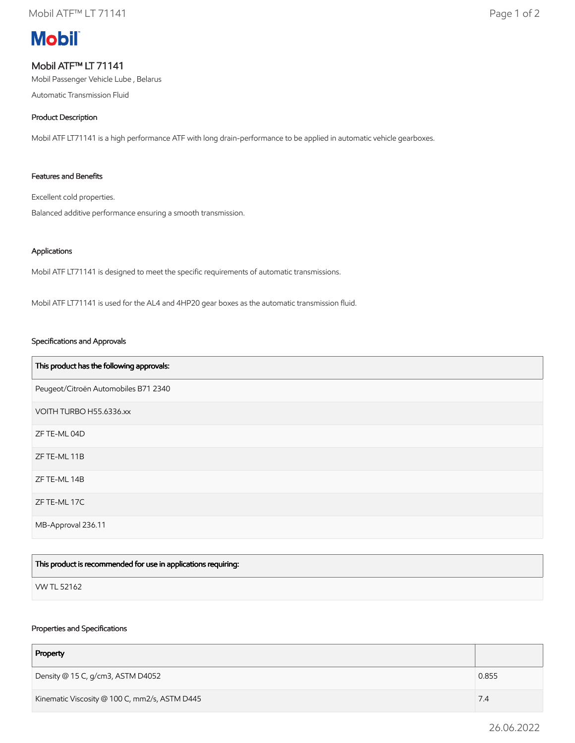# Mobil ATF™ LT 71141

Mobil Passenger Vehicle Lube , Belarus

Automatic Transmission Fluid

## Product Description

Mobil ATF LT71141 is a high performance ATF with long drain-performance to be applied in automatic vehicle gearboxes.

## Features and Benefits

Excellent cold properties.

Balanced additive performance ensuring a smooth transmission.

## Applications

Mobil ATF LT71141 is designed to meet the specific requirements of automatic transmissions.

Mobil ATF LT71141 is used for the AL4 and 4HP20 gear boxes as the automatic transmission fluid.

## Specifications and Approvals

| This product has the following approvals: |
|---|
| Peugeot/Citroën Automobiles B71 2340 |
| VOITH TURBO H55.6336.xx |
| ZF TE-ML 04D |
| ZF TE-ML 11B |
| ZF TE-ML 14B |
| ZF TE-ML 17C |
| MB-Approval 236.11 |

| This product is recommended for use in applications requiring: |
|---|
| VW TL 52162 |

## Properties and Specifications

| Property | |
|---|---|
| Density @ 15 C, g/cm3, ASTM D4052 | 0.855 |
| Kinematic Viscosity @ 100 C, mm2/s, ASTM D445 | 7.4 |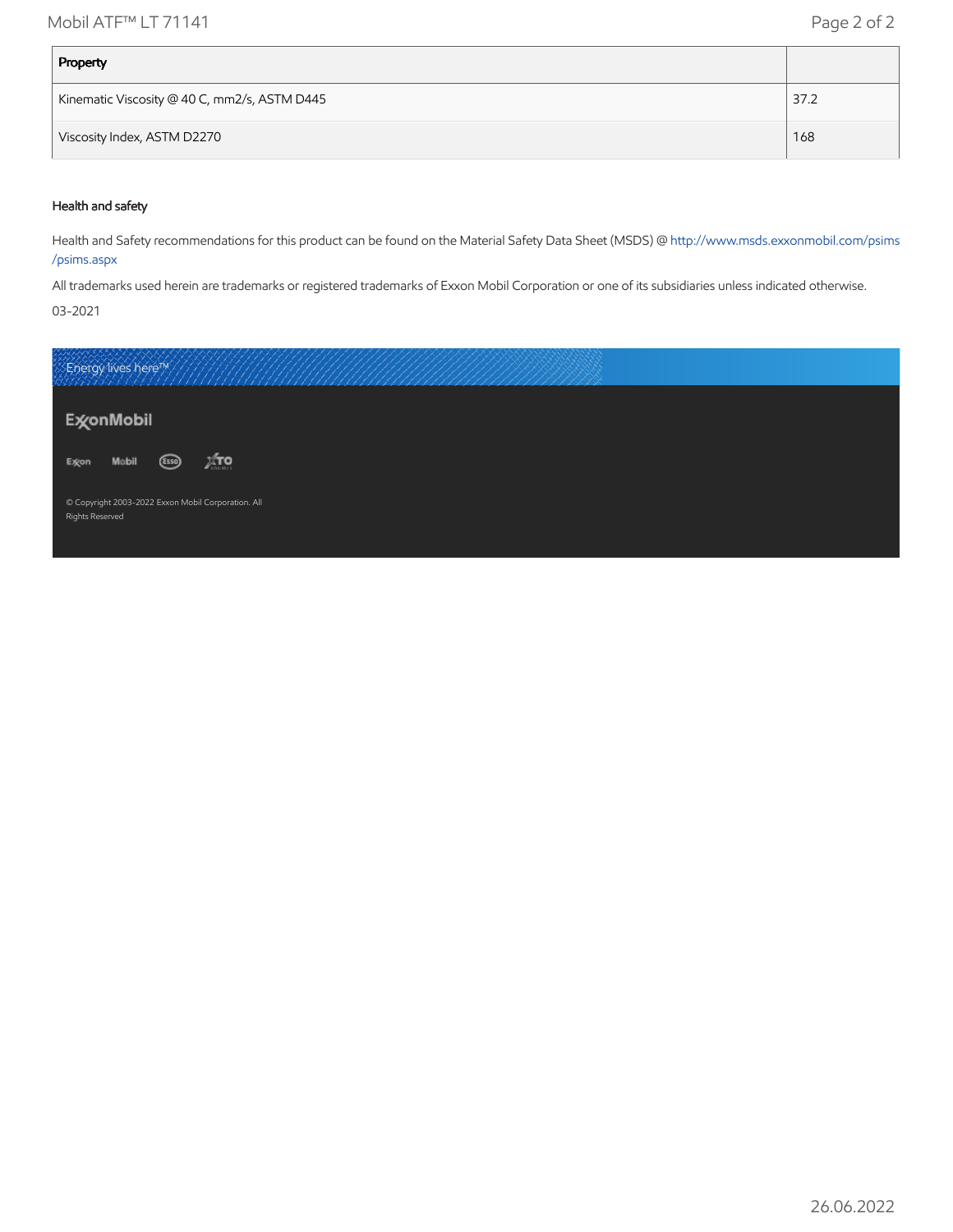| Property | |
|---|---|
| Kinematic Viscosity @ 40 C, mm2/s, ASTM D445 | 37.2 |
| Viscosity Index, ASTM D2270 | 168 |

#### Health and safety

Health and Safety recommendations for this product can be found on the Material Safety Data Sheet (MSDS) @ http://www.msds.exxonmobil.com/psims/psims.aspx

All trademarks used herein are trademarks or registered trademarks of Exxon Mobil Corporation or one of its subsidiaries unless indicated otherwise.

03-2021

Energy lives here™

ExxonMobil

Exxon Mobil Esso XTO

© Copyright 2003-2022 Exxon Mobil Corporation. All Rights Reserved